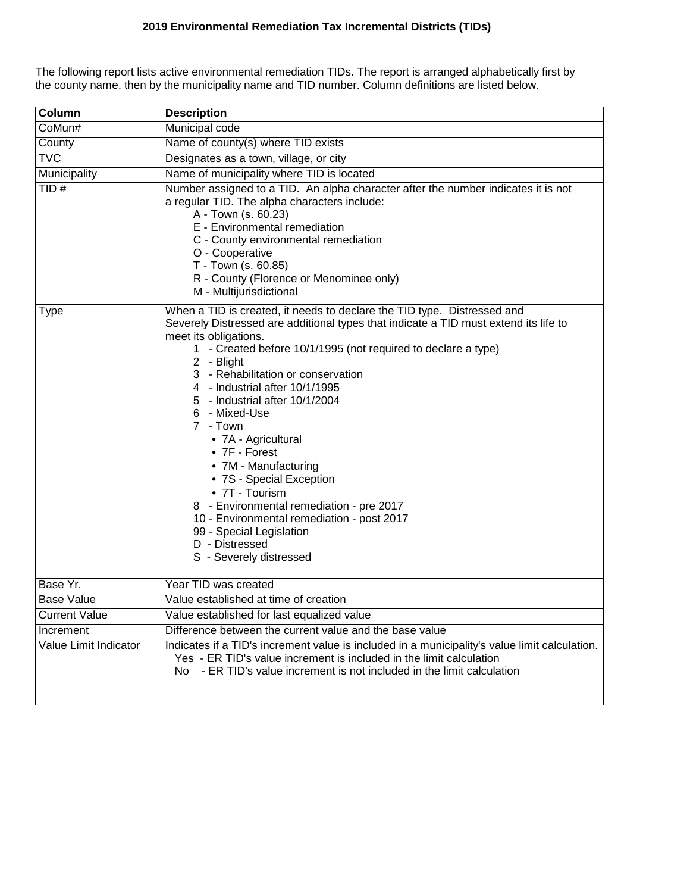# 2019 Environmental Remediation Tax Incremental Districts (TIDs)

The following report lists active environmental remediation TIDs. The report is arranged alphabetically first by the county name, then by the municipality name and TID number. Column definitions are listed below.

| Column | Description |
|---|---|
| CoMun# | Municipal code |
| County | Name of county(s) where TID exists |
| TVC | Designates as a town, village, or city |
| Municipality | Name of municipality where TID is located |
| TID # | Number assigned to a TID. An alpha character after the number indicates it is not a regular TID. The alpha characters include:<br>A - Town (s. 60.23)<br>E - Environmental remediation<br>C - County environmental remediation<br>O - Cooperative<br>T - Town (s. 60.85)<br>R - County (Florence or Menominee only)<br>M - Multijurisdictional |
| Type | When a TID is created, it needs to declare the TID type. Distressed and Severely Distressed are additional types that indicate a TID must extend its life to meet its obligations.<br>1 - Created before 10/1/1995 (not required to declare a type)<br>2 - Blight<br>3 - Rehabilitation or conservation<br>4 - Industrial after 10/1/1995<br>5 - Industrial after 10/1/2004<br>6 - Mixed-Use<br>7 - Town<br>• 7A - Agricultural<br>• 7F - Forest<br>• 7M - Manufacturing<br>• 7S - Special Exception<br>• 7T - Tourism<br>8 - Environmental remediation - pre 2017<br>10 - Environmental remediation - post 2017<br>99 - Special Legislation<br>D - Distressed<br>S - Severely distressed |
| Base Yr. | Year TID was created |
| Base Value | Value established at time of creation |
| Current Value | Value established for last equalized value |
| Increment | Difference between the current value and the base value |
| Value Limit Indicator | Indicates if a TID's increment value is included in a municipality's value limit calculation.<br>Yes - ER TID's value increment is included in the limit calculation<br>No - ER TID's value increment is not included in the limit calculation |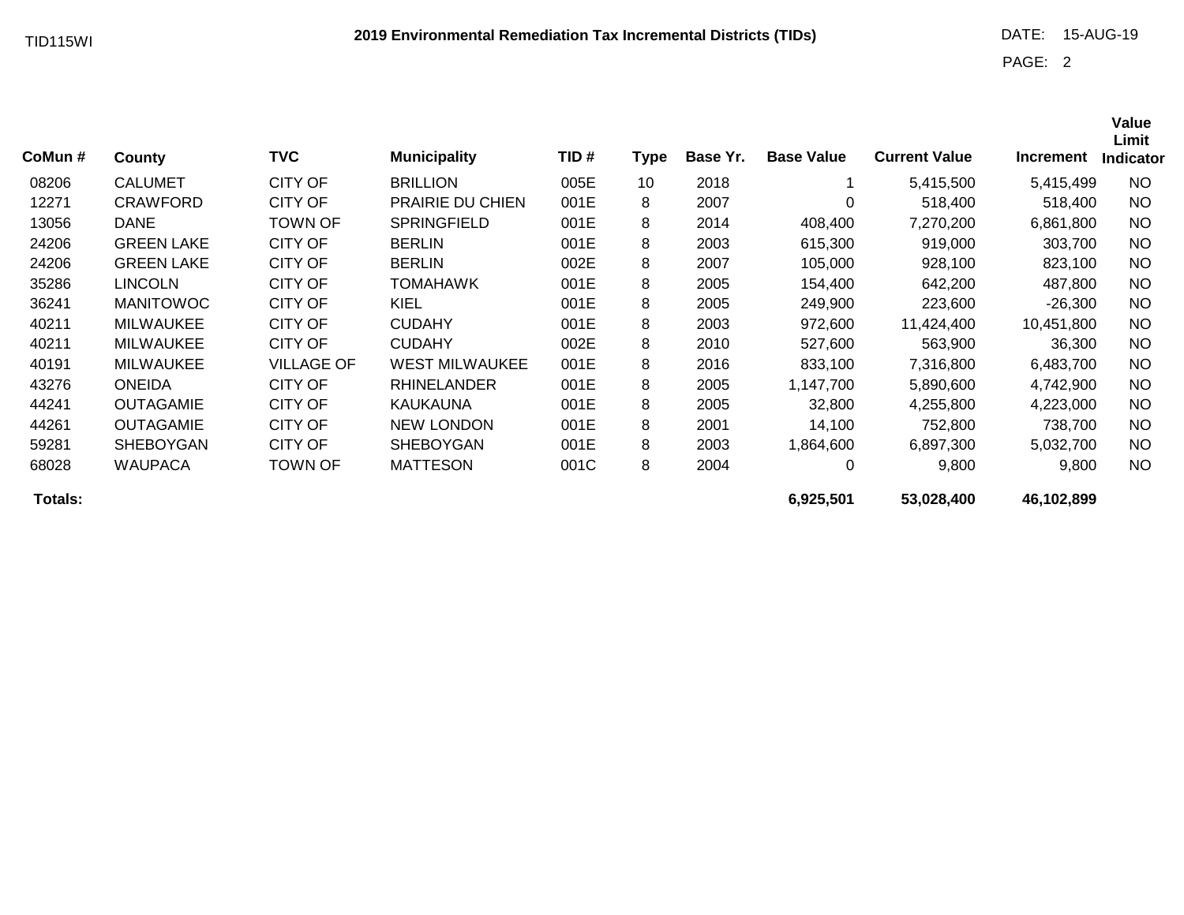# 2019 Environmental Remediation Tax Incremental Districts (TIDs)

| CoMun # | County | TVC | Municipality | TID # | Type | Base Yr. | Base Value | Current Value | Increment | Value Limit Indicator |
|---|---|---|---|---|---|---|---|---|---|---|
| 08206 | CALUMET | CITY OF | BRILLION | 005E | 10 | 2018 | 1 | 5,415,500 | 5,415,499 | NO |
| 12271 | CRAWFORD | CITY OF | PRAIRIE DU CHIEN | 001E | 8 | 2007 | 0 | 518,400 | 518,400 | NO |
| 13056 | DANE | TOWN OF | SPRINGFIELD | 001E | 8 | 2014 | 408,400 | 7,270,200 | 6,861,800 | NO |
| 24206 | GREEN LAKE | CITY OF | BERLIN | 001E | 8 | 2003 | 615,300 | 919,000 | 303,700 | NO |
| 24206 | GREEN LAKE | CITY OF | BERLIN | 002E | 8 | 2007 | 105,000 | 928,100 | 823,100 | NO |
| 35286 | LINCOLN | CITY OF | TOMAHAWK | 001E | 8 | 2005 | 154,400 | 642,200 | 487,800 | NO |
| 36241 | MANITOWOC | CITY OF | KIEL | 001E | 8 | 2005 | 249,900 | 223,600 | -26,300 | NO |
| 40211 | MILWAUKEE | CITY OF | CUDAHY | 001E | 8 | 2003 | 972,600 | 11,424,400 | 10,451,800 | NO |
| 40211 | MILWAUKEE | CITY OF | CUDAHY | 002E | 8 | 2010 | 527,600 | 563,900 | 36,300 | NO |
| 40191 | MILWAUKEE | VILLAGE OF | WEST MILWAUKEE | 001E | 8 | 2016 | 833,100 | 7,316,800 | 6,483,700 | NO |
| 43276 | ONEIDA | CITY OF | RHINELANDER | 001E | 8 | 2005 | 1,147,700 | 5,890,600 | 4,742,900 | NO |
| 44241 | OUTAGAMIE | CITY OF | KAUKAUNA | 001E | 8 | 2005 | 32,800 | 4,255,800 | 4,223,000 | NO |
| 44261 | OUTAGAMIE | CITY OF | NEW LONDON | 001E | 8 | 2001 | 14,100 | 752,800 | 738,700 | NO |
| 59281 | SHEBOYGAN | CITY OF | SHEBOYGAN | 001E | 8 | 2003 | 1,864,600 | 6,897,300 | 5,032,700 | NO |
| 68028 | WAUPACA | TOWN OF | MATTESON | 001C | 8 | 2004 | 0 | 9,800 | 9,800 | NO |
| **Totals:** | | | | | | | **6,925,501** | **53,028,400** | **46,102,899** | |